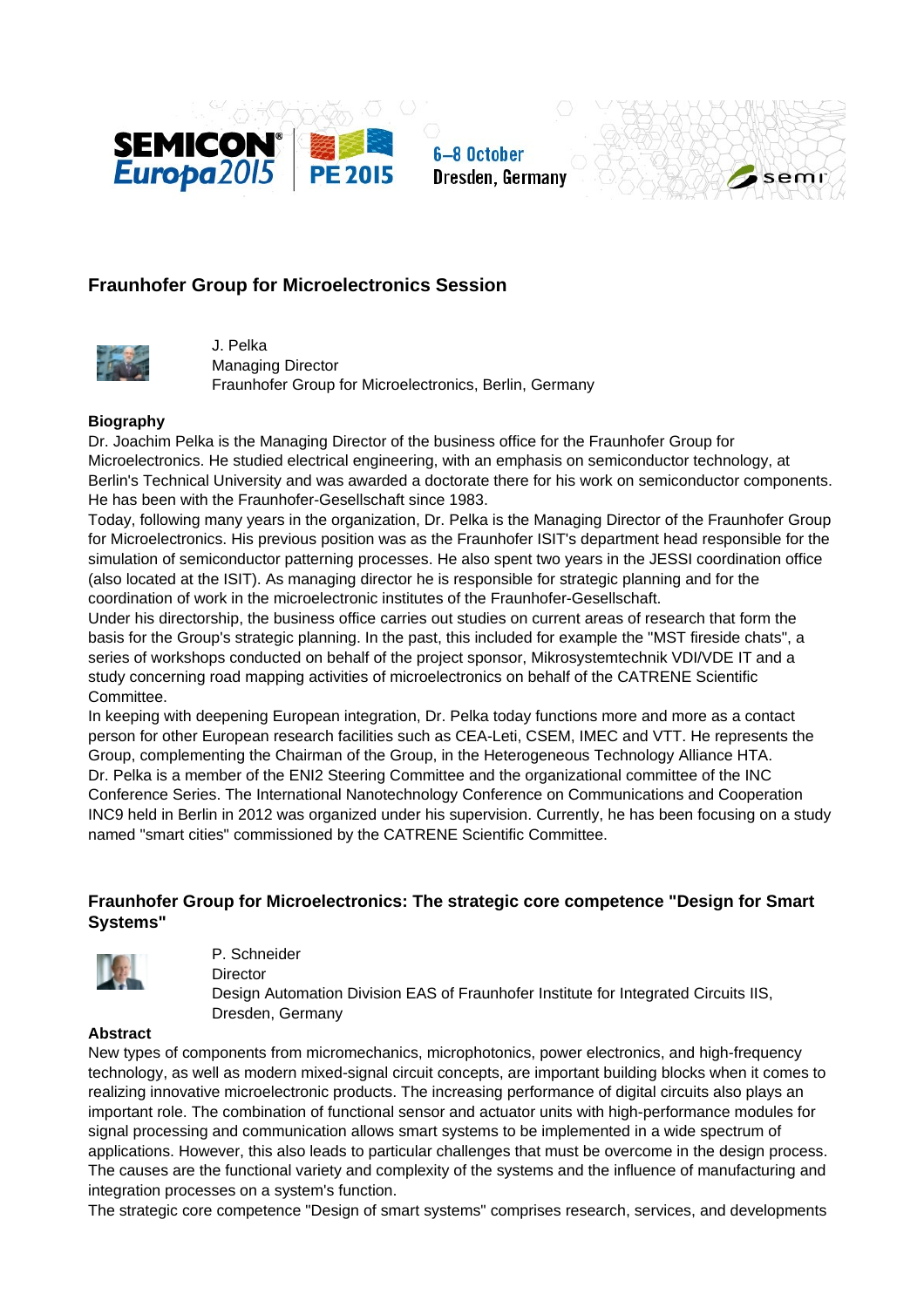## Fraunhofer Group for Microelectronics Session

J. Pelka
Managing Director
Fraunhofer Group for Microelectronics, Berlin, Germany

**Biography**

Dr. Joachim Pelka is the Managing Director of the business office for the Fraunhofer Group for Microelectronics. He studied electrical engineering, with an emphasis on semiconductor technology, at Berlin's Technical University and was awarded a doctorate there for his work on semiconductor components. He has been with the Fraunhofer-Gesellschaft since 1983.

Today, following many years in the organization, Dr. Pelka is the Managing Director of the Fraunhofer Group for Microelectronics. His previous position was as the Fraunhofer ISIT's department head responsible for the simulation of semiconductor patterning processes. He also spent two years in the JESSI coordination office (also located at the ISIT). As managing director he is responsible for strategic planning and for the coordination of work in the microelectronic institutes of the Fraunhofer-Gesellschaft.

Under his directorship, the business office carries out studies on current areas of research that form the basis for the Group's strategic planning. In the past, this included for example the "MST fireside chats", a series of workshops conducted on behalf of the project sponsor, Mikrosystemtechnik VDI/VDE IT and a study concerning road mapping activities of microelectronics on behalf of the CATRENE Scientific Committee.

In keeping with deepening European integration, Dr. Pelka today functions more and more as a contact person for other European research facilities such as CEA-Leti, CSEM, IMEC and VTT. He represents the Group, complementing the Chairman of the Group, in the Heterogeneous Technology Alliance HTA.

Dr. Pelka is a member of the ENI2 Steering Committee and the organizational committee of the INC Conference Series. The International Nanotechnology Conference on Communications and Cooperation INC9 held in Berlin in 2012 was organized under his supervision. Currently, he has been focusing on a study named "smart cities" commissioned by the CATRENE Scientific Committee.

## Fraunhofer Group for Microelectronics: The strategic core competence "Design for Smart Systems"

P. Schneider
Director
Design Automation Division EAS of Fraunhofer Institute for Integrated Circuits IIS, Dresden, Germany

**Abstract**

New types of components from micromechanics, microphotonics, power electronics, and high-frequency technology, as well as modern mixed-signal circuit concepts, are important building blocks when it comes to realizing innovative microelectronic products. The increasing performance of digital circuits also plays an important role. The combination of functional sensor and actuator units with high-performance modules for signal processing and communication allows smart systems to be implemented in a wide spectrum of applications. However, this also leads to particular challenges that must be overcome in the design process. The causes are the functional variety and complexity of the systems and the influence of manufacturing and integration processes on a system's function.

The strategic core competence "Design of smart systems" comprises research, services, and developments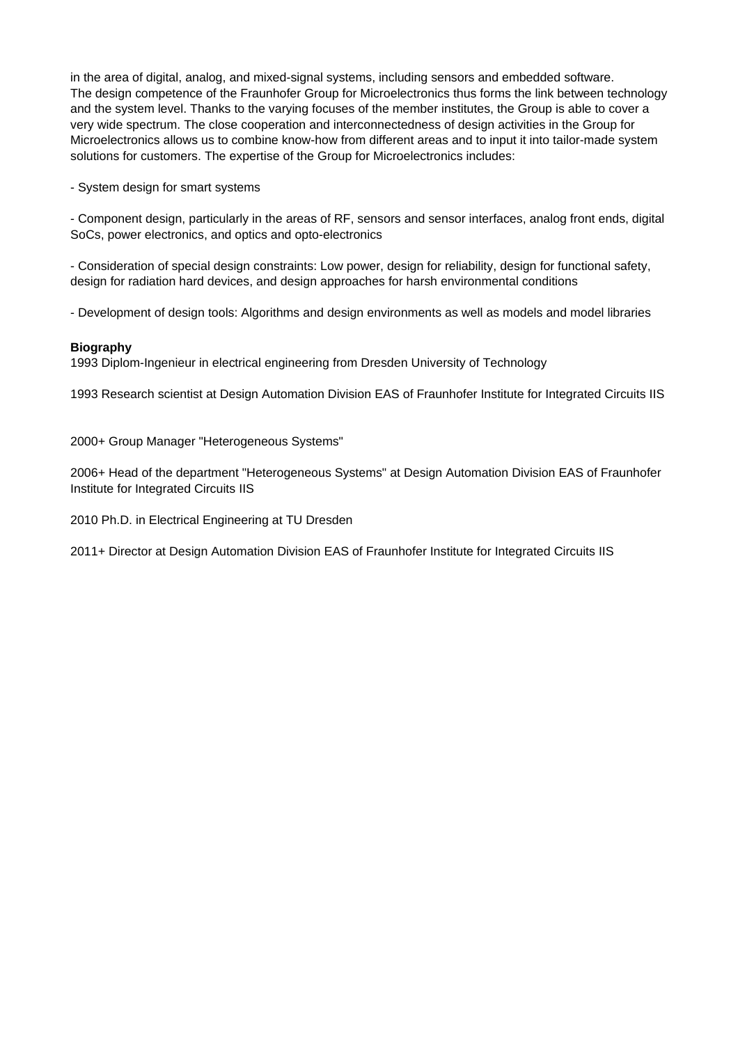in the area of digital, analog, and mixed-signal systems, including sensors and embedded software.
The design competence of the Fraunhofer Group for Microelectronics thus forms the link between technology and the system level. Thanks to the varying focuses of the member institutes, the Group is able to cover a very wide spectrum. The close cooperation and interconnectedness of design activities in the Group for Microelectronics allows us to combine know-how from different areas and to input it into tailor-made system solutions for customers. The expertise of the Group for Microelectronics includes:

- System design for smart systems

- Component design, particularly in the areas of RF, sensors and sensor interfaces, analog front ends, digital SoCs, power electronics, and optics and opto-electronics

- Consideration of special design constraints: Low power, design for reliability, design for functional safety, design for radiation hard devices, and design approaches for harsh environmental conditions

- Development of design tools: Algorithms and design environments as well as models and model libraries

**Biography**

1993 Diplom-Ingenieur in electrical engineering from Dresden University of Technology

1993 Research scientist at Design Automation Division EAS of Fraunhofer Institute for Integrated Circuits IIS

2000+ Group Manager "Heterogeneous Systems"

2006+ Head of the department "Heterogeneous Systems" at Design Automation Division EAS of Fraunhofer Institute for Integrated Circuits IIS

2010 Ph.D. in Electrical Engineering at TU Dresden

2011+ Director at Design Automation Division EAS of Fraunhofer Institute for Integrated Circuits IIS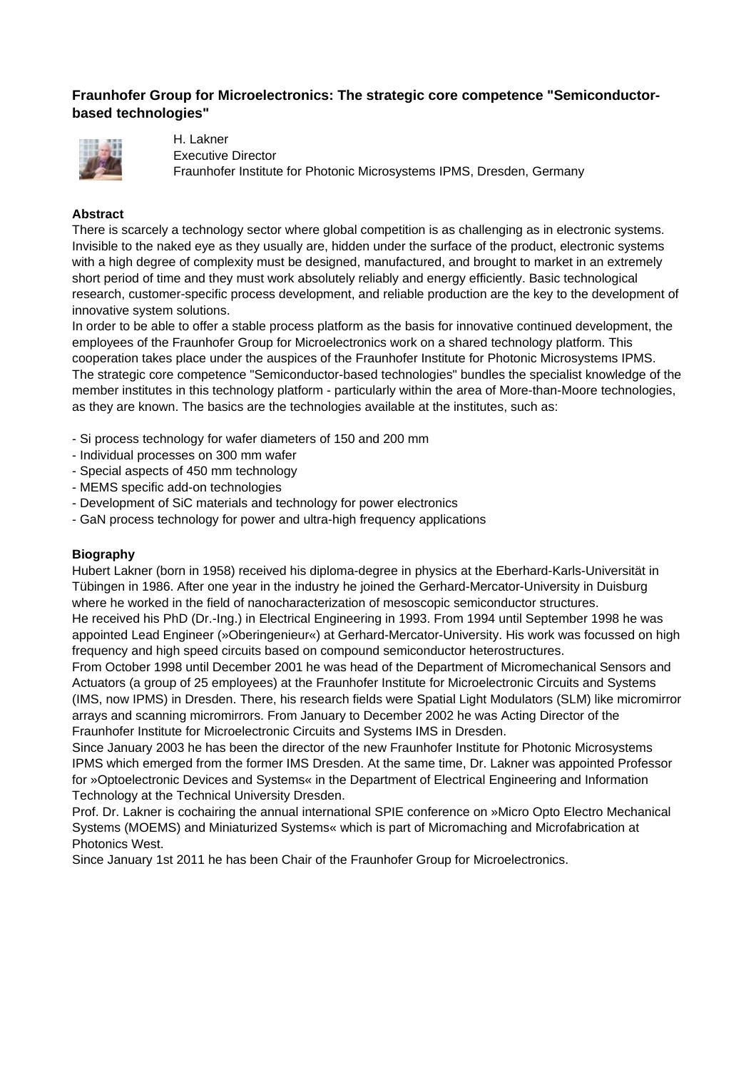## Fraunhofer Group for Microelectronics: The strategic core competence "Semiconductor-based technologies"

H. Lakner
Executive Director
Fraunhofer Institute for Photonic Microsystems IPMS, Dresden, Germany

**Abstract**

There is scarcely a technology sector where global competition is as challenging as in electronic systems. Invisible to the naked eye as they usually are, hidden under the surface of the product, electronic systems with a high degree of complexity must be designed, manufactured, and brought to market in an extremely short period of time and they must work absolutely reliably and energy efficiently. Basic technological research, customer-specific process development, and reliable production are the key to the development of innovative system solutions.
In order to be able to offer a stable process platform as the basis for innovative continued development, the employees of the Fraunhofer Group for Microelectronics work on a shared technology platform. This cooperation takes place under the auspices of the Fraunhofer Institute for Photonic Microsystems IPMS. The strategic core competence "Semiconductor-based technologies" bundles the specialist knowledge of the member institutes in this technology platform - particularly within the area of More-than-Moore technologies, as they are known. The basics are the technologies available at the institutes, such as:

- Si process technology for wafer diameters of 150 and 200 mm
- Individual processes on 300 mm wafer
- Special aspects of 450 mm technology
- MEMS specific add-on technologies
- Development of SiC materials and technology for power electronics
- GaN process technology for power and ultra-high frequency applications

**Biography**

Hubert Lakner (born in 1958) received his diploma-degree in physics at the Eberhard-Karls-Universität in Tübingen in 1986. After one year in the industry he joined the Gerhard-Mercator-University in Duisburg where he worked in the field of nanocharacterization of mesoscopic semiconductor structures.
He received his PhD (Dr.-Ing.) in Electrical Engineering in 1993. From 1994 until September 1998 he was appointed Lead Engineer (»Oberingenieur«) at Gerhard-Mercator-University. His work was focussed on high frequency and high speed circuits based on compound semiconductor heterostructures.
From October 1998 until December 2001 he was head of the Department of Micromechanical Sensors and Actuators (a group of 25 employees) at the Fraunhofer Institute for Microelectronic Circuits and Systems (IMS, now IPMS) in Dresden. There, his research fields were Spatial Light Modulators (SLM) like micromirror arrays and scanning micromirrors. From January to December 2002 he was Acting Director of the Fraunhofer Institute for Microelectronic Circuits and Systems IMS in Dresden.
Since January 2003 he has been the director of the new Fraunhofer Institute for Photonic Microsystems IPMS which emerged from the former IMS Dresden. At the same time, Dr. Lakner was appointed Professor for »Optoelectronic Devices and Systems« in the Department of Electrical Engineering and Information Technology at the Technical University Dresden.
Prof. Dr. Lakner is cochairing the annual international SPIE conference on »Micro Opto Electro Mechanical Systems (MOEMS) and Miniaturized Systems« which is part of Micromaching and Microfabrication at Photonics West.
Since January 1st 2011 he has been Chair of the Fraunhofer Group for Microelectronics.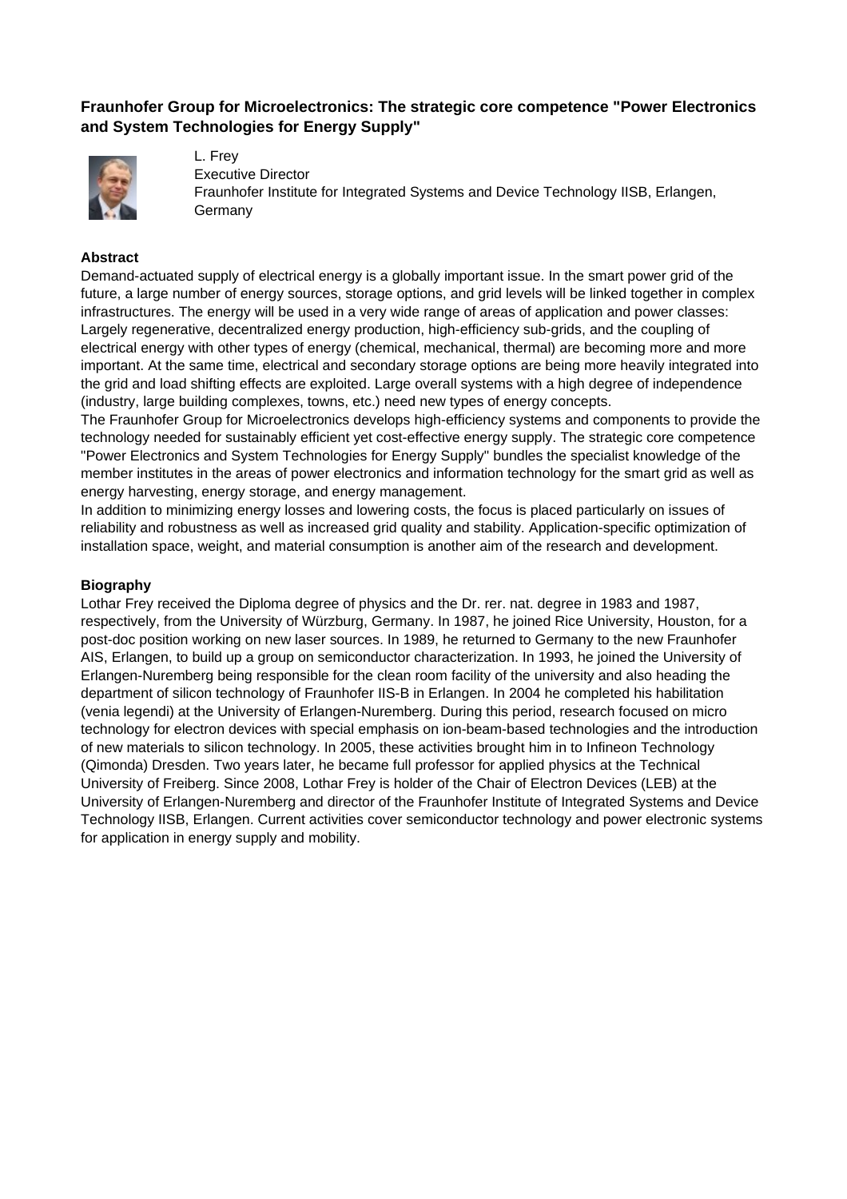## Fraunhofer Group for Microelectronics: The strategic core competence "Power Electronics and System Technologies for Energy Supply"

L. Frey
Executive Director
Fraunhofer Institute for Integrated Systems and Device Technology IISB, Erlangen, Germany

### Abstract

Demand-actuated supply of electrical energy is a globally important issue. In the smart power grid of the future, a large number of energy sources, storage options, and grid levels will be linked together in complex infrastructures. The energy will be used in a very wide range of areas of application and power classes: Largely regenerative, decentralized energy production, high-efficiency sub-grids, and the coupling of electrical energy with other types of energy (chemical, mechanical, thermal) are becoming more and more important. At the same time, electrical and secondary storage options are being more heavily integrated into the grid and load shifting effects are exploited. Large overall systems with a high degree of independence (industry, large building complexes, towns, etc.) need new types of energy concepts.

The Fraunhofer Group for Microelectronics develops high-efficiency systems and components to provide the technology needed for sustainably efficient yet cost-effective energy supply. The strategic core competence "Power Electronics and System Technologies for Energy Supply" bundles the specialist knowledge of the member institutes in the areas of power electronics and information technology for the smart grid as well as energy harvesting, energy storage, and energy management.

In addition to minimizing energy losses and lowering costs, the focus is placed particularly on issues of reliability and robustness as well as increased grid quality and stability. Application-specific optimization of installation space, weight, and material consumption is another aim of the research and development.

### Biography

Lothar Frey received the Diploma degree of physics and the Dr. rer. nat. degree in 1983 and 1987, respectively, from the University of Würzburg, Germany. In 1987, he joined Rice University, Houston, for a post-doc position working on new laser sources. In 1989, he returned to Germany to the new Fraunhofer AIS, Erlangen, to build up a group on semiconductor characterization. In 1993, he joined the University of Erlangen-Nuremberg being responsible for the clean room facility of the university and also heading the department of silicon technology of Fraunhofer IIS-B in Erlangen. In 2004 he completed his habilitation (venia legendi) at the University of Erlangen-Nuremberg. During this period, research focused on micro technology for electron devices with special emphasis on ion-beam-based technologies and the introduction of new materials to silicon technology. In 2005, these activities brought him in to Infineon Technology (Qimonda) Dresden. Two years later, he became full professor for applied physics at the Technical University of Freiberg. Since 2008, Lothar Frey is holder of the Chair of Electron Devices (LEB) at the University of Erlangen-Nuremberg and director of the Fraunhofer Institute of Integrated Systems and Device Technology IISB, Erlangen. Current activities cover semiconductor technology and power electronic systems for application in energy supply and mobility.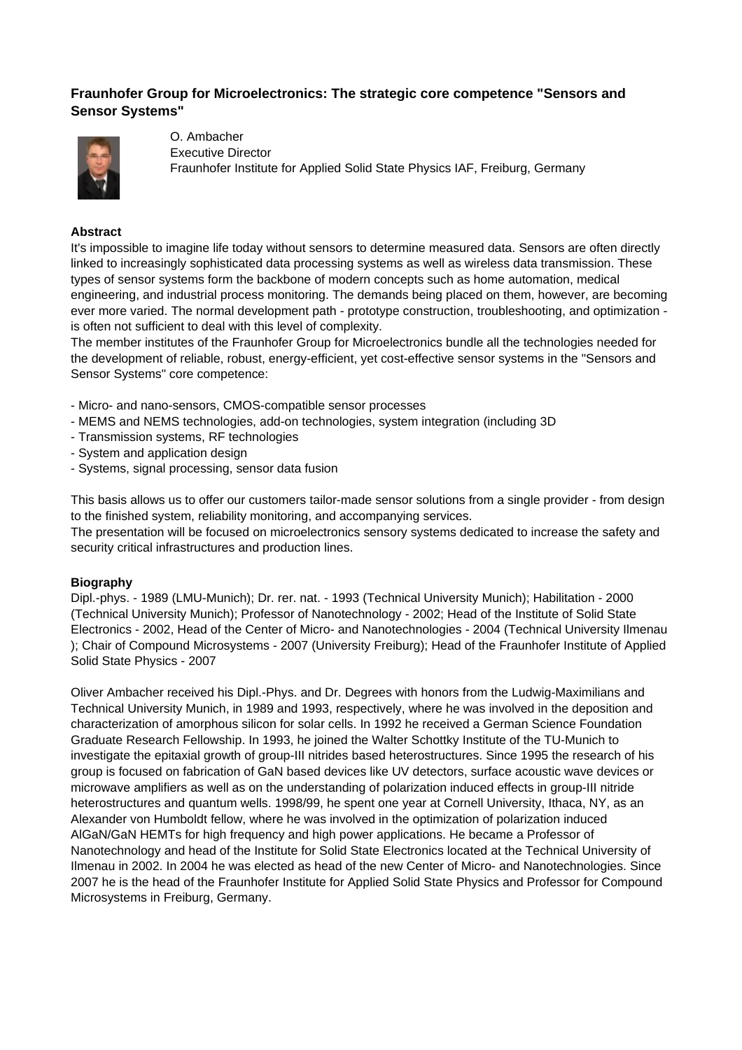## Fraunhofer Group for Microelectronics: The strategic core competence "Sensors and Sensor Systems"

O. Ambacher
Executive Director
Fraunhofer Institute for Applied Solid State Physics IAF, Freiburg, Germany

**Abstract**

It's impossible to imagine life today without sensors to determine measured data. Sensors are often directly linked to increasingly sophisticated data processing systems as well as wireless data transmission. These types of sensor systems form the backbone of modern concepts such as home automation, medical engineering, and industrial process monitoring. The demands being placed on them, however, are becoming ever more varied. The normal development path - prototype construction, troubleshooting, and optimization - is often not sufficient to deal with this level of complexity.

The member institutes of the Fraunhofer Group for Microelectronics bundle all the technologies needed for the development of reliable, robust, energy-efficient, yet cost-effective sensor systems in the "Sensors and Sensor Systems" core competence:

- Micro- and nano-sensors, CMOS-compatible sensor processes
- MEMS and NEMS technologies, add-on technologies, system integration (including 3D
- Transmission systems, RF technologies
- System and application design
- Systems, signal processing, sensor data fusion

This basis allows us to offer our customers tailor-made sensor solutions from a single provider - from design to the finished system, reliability monitoring, and accompanying services.

The presentation will be focused on microelectronics sensory systems dedicated to increase the safety and security critical infrastructures and production lines.

**Biography**

Dipl.-phys. - 1989 (LMU-Munich); Dr. rer. nat. - 1993 (Technical University Munich); Habilitation - 2000 (Technical University Munich); Professor of Nanotechnology - 2002; Head of the Institute of Solid State Electronics - 2002, Head of the Center of Micro- and Nanotechnologies - 2004 (Technical University Ilmenau ); Chair of Compound Microsystems - 2007 (University Freiburg); Head of the Fraunhofer Institute of Applied Solid State Physics - 2007

Oliver Ambacher received his Dipl.-Phys. and Dr. Degrees with honors from the Ludwig-Maximilians and Technical University Munich, in 1989 and 1993, respectively, where he was involved in the deposition and characterization of amorphous silicon for solar cells. In 1992 he received a German Science Foundation Graduate Research Fellowship. In 1993, he joined the Walter Schottky Institute of the TU-Munich to investigate the epitaxial growth of group-III nitrides based heterostructures. Since 1995 the research of his group is focused on fabrication of GaN based devices like UV detectors, surface acoustic wave devices or microwave amplifiers as well as on the understanding of polarization induced effects in group-III nitride heterostructures and quantum wells. 1998/99, he spent one year at Cornell University, Ithaca, NY, as an Alexander von Humboldt fellow, where he was involved in the optimization of polarization induced AlGaN/GaN HEMTs for high frequency and high power applications. He became a Professor of Nanotechnology and head of the Institute for Solid State Electronics located at the Technical University of Ilmenau in 2002. In 2004 he was elected as head of the new Center of Micro- and Nanotechnologies. Since 2007 he is the head of the Fraunhofer Institute for Applied Solid State Physics and Professor for Compound Microsystems in Freiburg, Germany.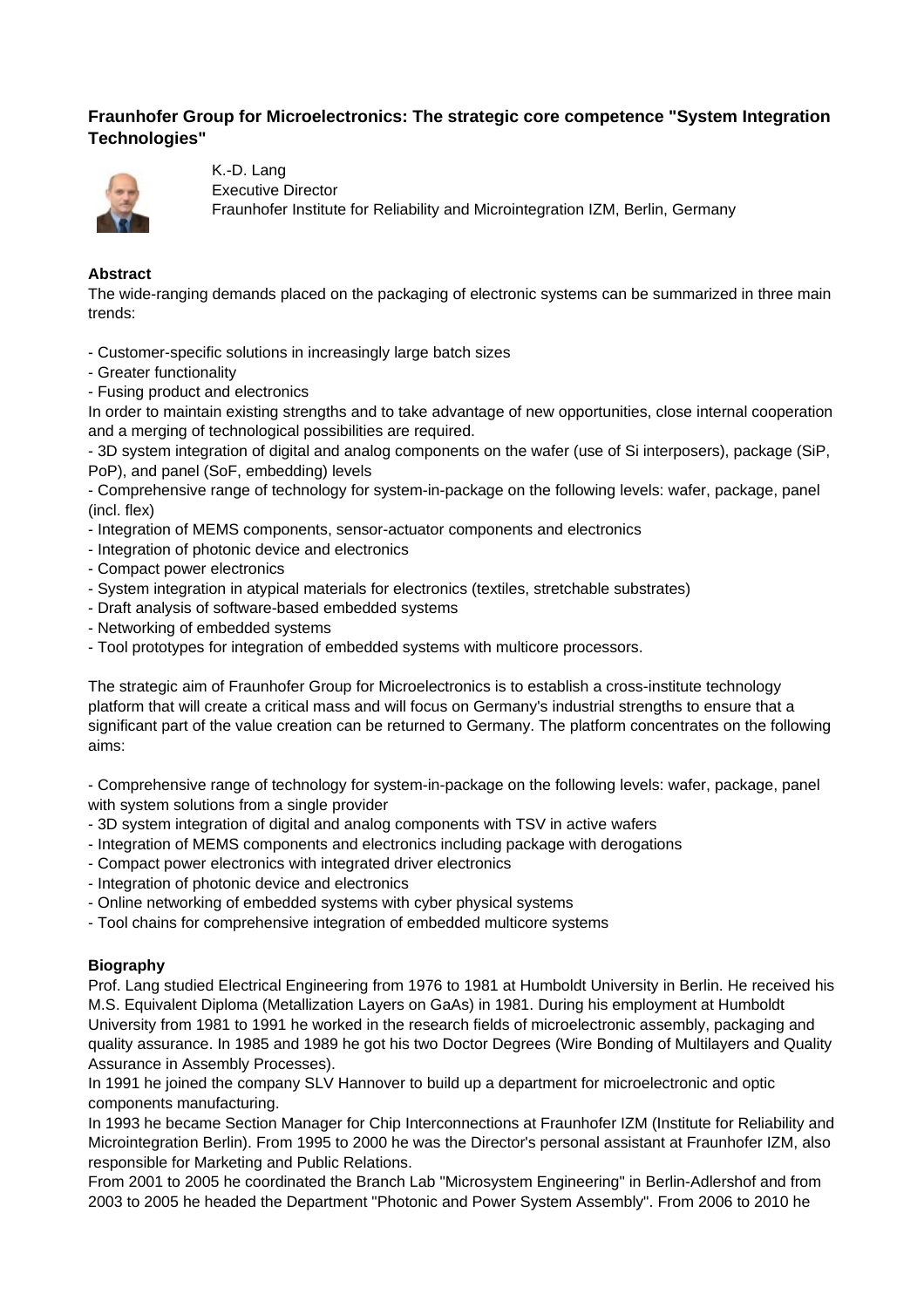### Fraunhofer Group for Microelectronics: The strategic core competence "System Integration Technologies"

K.-D. Lang
Executive Director
Fraunhofer Institute for Reliability and Microintegration IZM, Berlin, Germany

**Abstract**

The wide-ranging demands placed on the packaging of electronic systems can be summarized in three main trends:

- Customer-specific solutions in increasingly large batch sizes
- Greater functionality
- Fusing product and electronics

In order to maintain existing strengths and to take advantage of new opportunities, close internal cooperation and a merging of technological possibilities are required.

- 3D system integration of digital and analog components on the wafer (use of Si interposers), package (SiP, PoP), and panel (SoF, embedding) levels
- Comprehensive range of technology for system-in-package on the following levels: wafer, package, panel (incl. flex)
- Integration of MEMS components, sensor-actuator components and electronics
- Integration of photonic device and electronics
- Compact power electronics
- System integration in atypical materials for electronics (textiles, stretchable substrates)
- Draft analysis of software-based embedded systems
- Networking of embedded systems
- Tool prototypes for integration of embedded systems with multicore processors.

The strategic aim of Fraunhofer Group for Microelectronics is to establish a cross-institute technology platform that will create a critical mass and will focus on Germany's industrial strengths to ensure that a significant part of the value creation can be returned to Germany. The platform concentrates on the following aims:

- Comprehensive range of technology for system-in-package on the following levels: wafer, package, panel with system solutions from a single provider
- 3D system integration of digital and analog components with TSV in active wafers
- Integration of MEMS components and electronics including package with derogations
- Compact power electronics with integrated driver electronics
- Integration of photonic device and electronics
- Online networking of embedded systems with cyber physical systems
- Tool chains for comprehensive integration of embedded multicore systems

**Biography**

Prof. Lang studied Electrical Engineering from 1976 to 1981 at Humboldt University in Berlin. He received his M.S. Equivalent Diploma (Metallization Layers on GaAs) in 1981. During his employment at Humboldt University from 1981 to 1991 he worked in the research fields of microelectronic assembly, packaging and quality assurance. In 1985 and 1989 he got his two Doctor Degrees (Wire Bonding of Multilayers and Quality Assurance in Assembly Processes).

In 1991 he joined the company SLV Hannover to build up a department for microelectronic and optic components manufacturing.

In 1993 he became Section Manager for Chip Interconnections at Fraunhofer IZM (Institute for Reliability and Microintegration Berlin). From 1995 to 2000 he was the Director's personal assistant at Fraunhofer IZM, also responsible for Marketing and Public Relations.

From 2001 to 2005 he coordinated the Branch Lab "Microsystem Engineering" in Berlin-Adlershof and from 2003 to 2005 he headed the Department "Photonic and Power System Assembly". From 2006 to 2010 he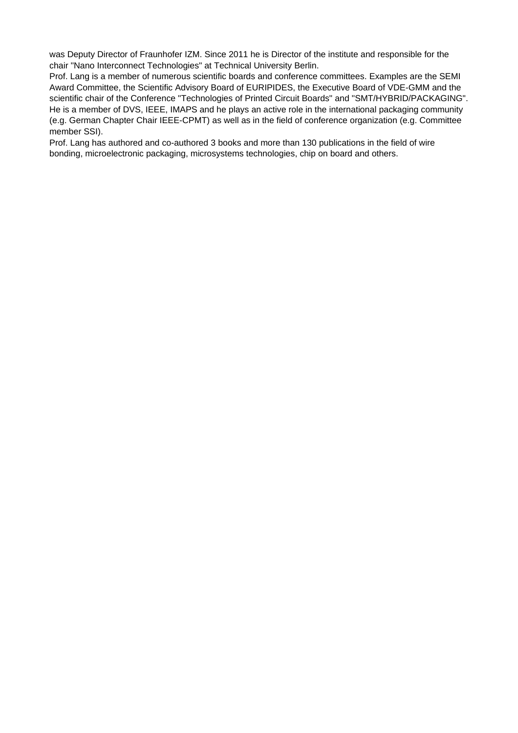was Deputy Director of Fraunhofer IZM. Since 2011 he is Director of the institute and responsible for the chair "Nano Interconnect Technologies" at Technical University Berlin.

Prof. Lang is a member of numerous scientific boards and conference committees. Examples are the SEMI Award Committee, the Scientific Advisory Board of EURIPIDES, the Executive Board of VDE-GMM and the scientific chair of the Conference "Technologies of Printed Circuit Boards" and "SMT/HYBRID/PACKAGING". He is a member of DVS, IEEE, IMAPS and he plays an active role in the international packaging community (e.g. German Chapter Chair IEEE-CPMT) as well as in the field of conference organization (e.g. Committee member SSI).

Prof. Lang has authored and co-authored 3 books and more than 130 publications in the field of wire bonding, microelectronic packaging, microsystems technologies, chip on board and others.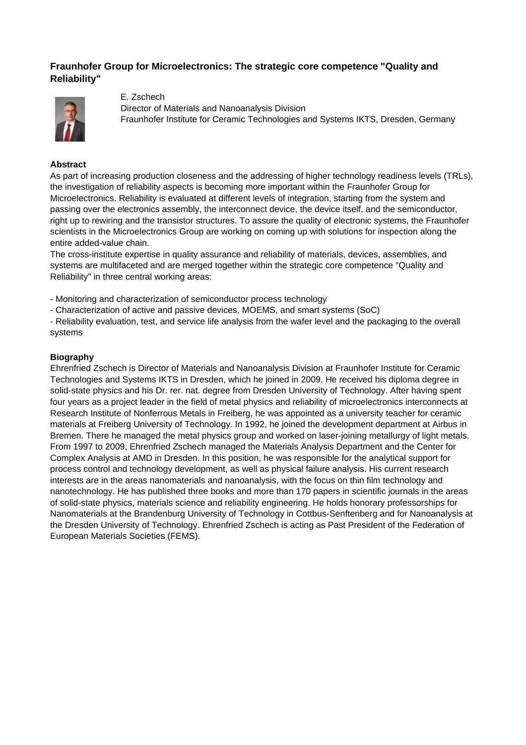## Fraunhofer Group for Microelectronics: The strategic core competence "Quality and Reliability"

E. Zschech
Director of Materials and Nanoanalysis Division
Fraunhofer Institute for Ceramic Technologies and Systems IKTS, Dresden, Germany

### Abstract

As part of increasing production closeness and the addressing of higher technology readiness levels (TRLs), the investigation of reliability aspects is becoming more important within the Fraunhofer Group for Microelectronics. Reliability is evaluated at different levels of integration, starting from the system and passing over the electronics assembly, the interconnect device, the device itself, and the semiconductor, right up to rewiring and the transistor structures. To assure the quality of electronic systems, the Fraunhofer scientists in the Microelectronics Group are working on coming up with solutions for inspection along the entire added-value chain.

The cross-institute expertise in quality assurance and reliability of materials, devices, assemblies, and systems are multifaceted and are merged together within the strategic core competence "Quality and Reliability" in three central working areas:

- Monitoring and characterization of semiconductor process technology
- Characterization of active and passive devices, MOEMS, and smart systems (SoC)
- Reliability evaluation, test, and service life analysis from the wafer level and the packaging to the overall systems

### Biography

Ehrenfried Zschech is Director of Materials and Nanoanalysis Division at Fraunhofer Institute for Ceramic Technologies and Systems IKTS in Dresden, which he joined in 2009. He received his diploma degree in solid-state physics and his Dr. rer. nat. degree from Dresden University of Technology. After having spent four years as a project leader in the field of metal physics and reliability of microelectronics interconnects at Research Institute of Nonferrous Metals in Freiberg, he was appointed as a university teacher for ceramic materials at Freiberg University of Technology. In 1992, he joined the development department at Airbus in Bremen. There he managed the metal physics group and worked on laser-joining metallurgy of light metals. From 1997 to 2009, Ehrenfried Zschech managed the Materials Analysis Department and the Center for Complex Analysis at AMD in Dresden. In this position, he was responsible for the analytical support for process control and technology development, as well as physical failure analysis. His current research interests are in the areas nanomaterials and nanoanalysis, with the focus on thin film technology and nanotechnology. He has published three books and more than 170 papers in scientific journals in the areas of solid-state physics, materials science and reliability engineering. He holds honorary professorships for Nanomaterials at the Brandenburg University of Technology in Cottbus-Senftenberg and for Nanoanalysis at the Dresden University of Technology. Ehrenfried Zschech is acting as Past President of the Federation of European Materials Societies (FEMS).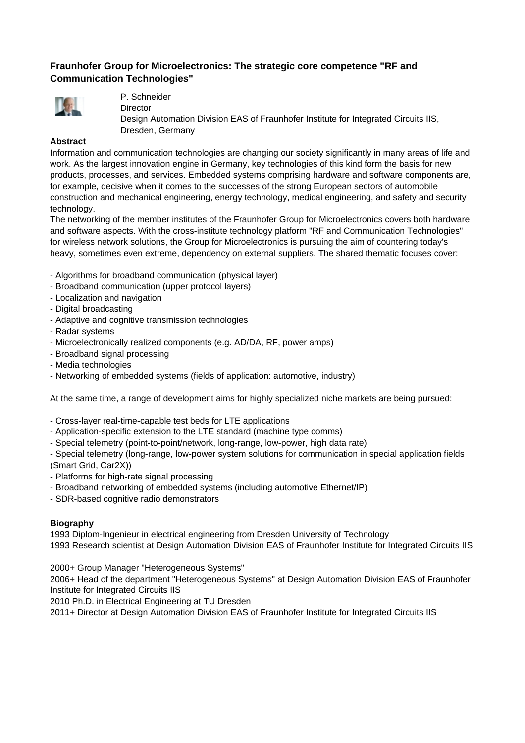### Fraunhofer Group for Microelectronics: The strategic core competence "RF and Communication Technologies"

P. Schneider
Director
Design Automation Division EAS of Fraunhofer Institute for Integrated Circuits IIS, Dresden, Germany

**Abstract**

Information and communication technologies are changing our society significantly in many areas of life and work. As the largest innovation engine in Germany, key technologies of this kind form the basis for new products, processes, and services. Embedded systems comprising hardware and software components are, for example, decisive when it comes to the successes of the strong European sectors of automobile construction and mechanical engineering, energy technology, medical engineering, and safety and security technology.

The networking of the member institutes of the Fraunhofer Group for Microelectronics covers both hardware and software aspects. With the cross-institute technology platform "RF and Communication Technologies" for wireless network solutions, the Group for Microelectronics is pursuing the aim of countering today's heavy, sometimes even extreme, dependency on external suppliers. The shared thematic focuses cover:

- Algorithms for broadband communication (physical layer)
- Broadband communication (upper protocol layers)
- Localization and navigation
- Digital broadcasting
- Adaptive and cognitive transmission technologies
- Radar systems
- Microelectronically realized components (e.g. AD/DA, RF, power amps)
- Broadband signal processing
- Media technologies
- Networking of embedded systems (fields of application: automotive, industry)

At the same time, a range of development aims for highly specialized niche markets are being pursued:

- Cross-layer real-time-capable test beds for LTE applications
- Application-specific extension to the LTE standard (machine type comms)
- Special telemetry (point-to-point/network, long-range, low-power, high data rate)
- Special telemetry (long-range, low-power system solutions for communication in special application fields (Smart Grid, Car2X))
- Platforms for high-rate signal processing
- Broadband networking of embedded systems (including automotive Ethernet/IP)
- SDR-based cognitive radio demonstrators

**Biography**

1993 Diplom-Ingenieur in electrical engineering from Dresden University of Technology
1993 Research scientist at Design Automation Division EAS of Fraunhofer Institute for Integrated Circuits IIS

2000+ Group Manager "Heterogeneous Systems"
2006+ Head of the department "Heterogeneous Systems" at Design Automation Division EAS of Fraunhofer Institute for Integrated Circuits IIS
2010 Ph.D. in Electrical Engineering at TU Dresden
2011+ Director at Design Automation Division EAS of Fraunhofer Institute for Integrated Circuits IIS